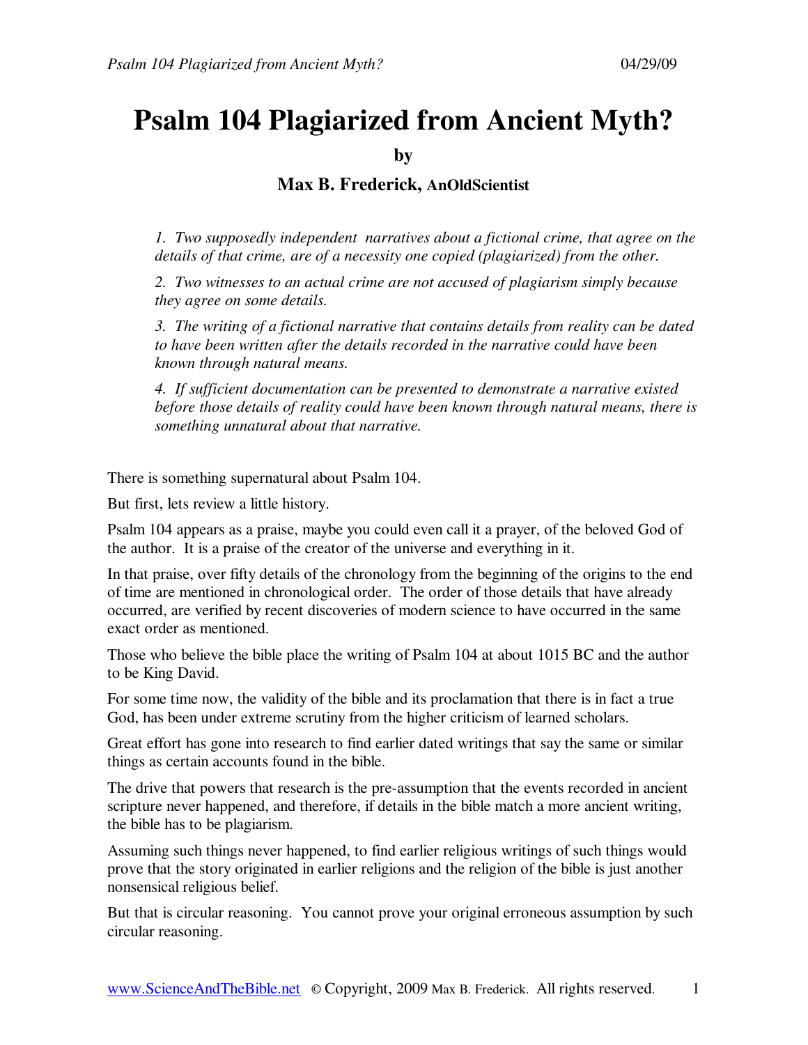# Psalm 104 Plagiarized from Ancient Myth?

**by**

**Max B. Frederick, AnOldScientist**

> *1. Two supposedly independent narratives about a fictional crime, that agree on the details of that crime, are of a necessity one copied (plagiarized) from the other.*
>
> *2. Two witnesses to an actual crime are not accused of plagiarism simply because they agree on some details.*
>
> *3. The writing of a fictional narrative that contains details from reality can be dated to have been written after the details recorded in the narrative could have been known through natural means.*
>
> *4. If sufficient documentation can be presented to demonstrate a narrative existed before those details of reality could have been known through natural means, there is something unnatural about that narrative.*

There is something supernatural about Psalm 104.

But first, lets review a little history.

Psalm 104 appears as a praise, maybe you could even call it a prayer, of the beloved God of the author. It is a praise of the creator of the universe and everything in it.

In that praise, over fifty details of the chronology from the beginning of the origins to the end of time are mentioned in chronological order. The order of those details that have already occurred, are verified by recent discoveries of modern science to have occurred in the same exact order as mentioned.

Those who believe the bible place the writing of Psalm 104 at about 1015 BC and the author to be King David.

For some time now, the validity of the bible and its proclamation that there is in fact a true God, has been under extreme scrutiny from the higher criticism of learned scholars.

Great effort has gone into research to find earlier dated writings that say the same or similar things as certain accounts found in the bible.

The drive that powers that research is the pre-assumption that the events recorded in ancient scripture never happened, and therefore, if details in the bible match a more ancient writing, the bible has to be plagiarism.

Assuming such things never happened, to find earlier religious writings of such things would prove that the story originated in earlier religions and the religion of the bible is just another nonsensical religious belief.

But that is circular reasoning. You cannot prove your original erroneous assumption by such circular reasoning.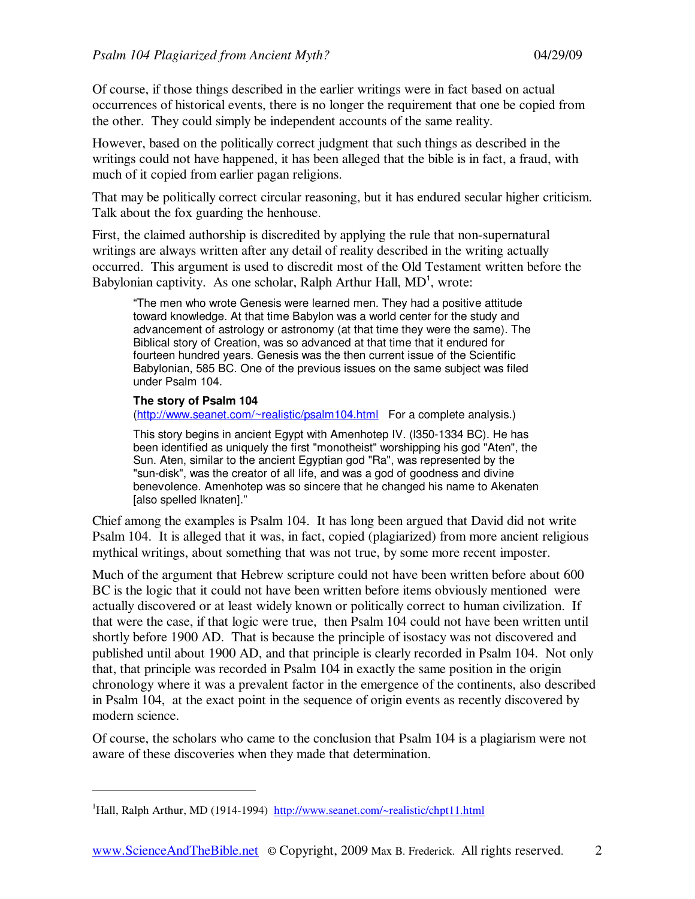Of course, if those things described in the earlier writings were in fact based on actual occurrences of historical events, there is no longer the requirement that one be copied from the other. They could simply be independent accounts of the same reality.

However, based on the politically correct judgment that such things as described in the writings could not have happened, it has been alleged that the bible is in fact, a fraud, with much of it copied from earlier pagan religions.

That may be politically correct circular reasoning, but it has endured secular higher criticism. Talk about the fox guarding the henhouse.

First, the claimed authorship is discredited by applying the rule that non-supernatural writings are always written after any detail of reality described in the writing actually occurred. This argument is used to discredit most of the Old Testament written before the Babylonian captivity. As one scholar, Ralph Arthur Hall, MD[1], wrote:

> "The men who wrote Genesis were learned men. They had a positive attitude toward knowledge. At that time Babylon was a world center for the study and advancement of astrology or astronomy (at that time they were the same). The Biblical story of Creation, was so advanced at that time that it endured for fourteen hundred years. Genesis was the then current issue of the Scientific Babylonian, 585 BC. One of the previous issues on the same subject was filed under Psalm 104.
>
> **The story of Psalm 104**
> (http://www.seanet.com/~realistic/psalm104.html For a complete analysis.)
>
> This story begins in ancient Egypt with Amenhotep IV. (l350-1334 BC). He has been identified as uniquely the first "monotheist" worshipping his god "Aten", the Sun. Aten, similar to the ancient Egyptian god "Ra", was represented by the "sun-disk", was the creator of all life, and was a god of goodness and divine benevolence. Amenhotep was so sincere that he changed his name to Akenaten [also spelled Iknaten]."

Chief among the examples is Psalm 104. It has long been argued that David did not write Psalm 104. It is alleged that it was, in fact, copied (plagiarized) from more ancient religious mythical writings, about something that was not true, by some more recent imposter.

Much of the argument that Hebrew scripture could not have been written before about 600 BC is the logic that it could not have been written before items obviously mentioned were actually discovered or at least widely known or politically correct to human civilization. If that were the case, if that logic were true, then Psalm 104 could not have been written until shortly before 1900 AD. That is because the principle of isostacy was not discovered and published until about 1900 AD, and that principle is clearly recorded in Psalm 104. Not only that, that principle was recorded in Psalm 104 in exactly the same position in the origin chronology where it was a prevalent factor in the emergence of the continents, also described in Psalm 104, at the exact point in the sequence of origin events as recently discovered by modern science.

Of course, the scholars who came to the conclusion that Psalm 104 is a plagiarism were not aware of these discoveries when they made that determination.

---

[1] Hall, Ralph Arthur, MD (1914-1994) http://www.seanet.com/~realistic/chpt11.html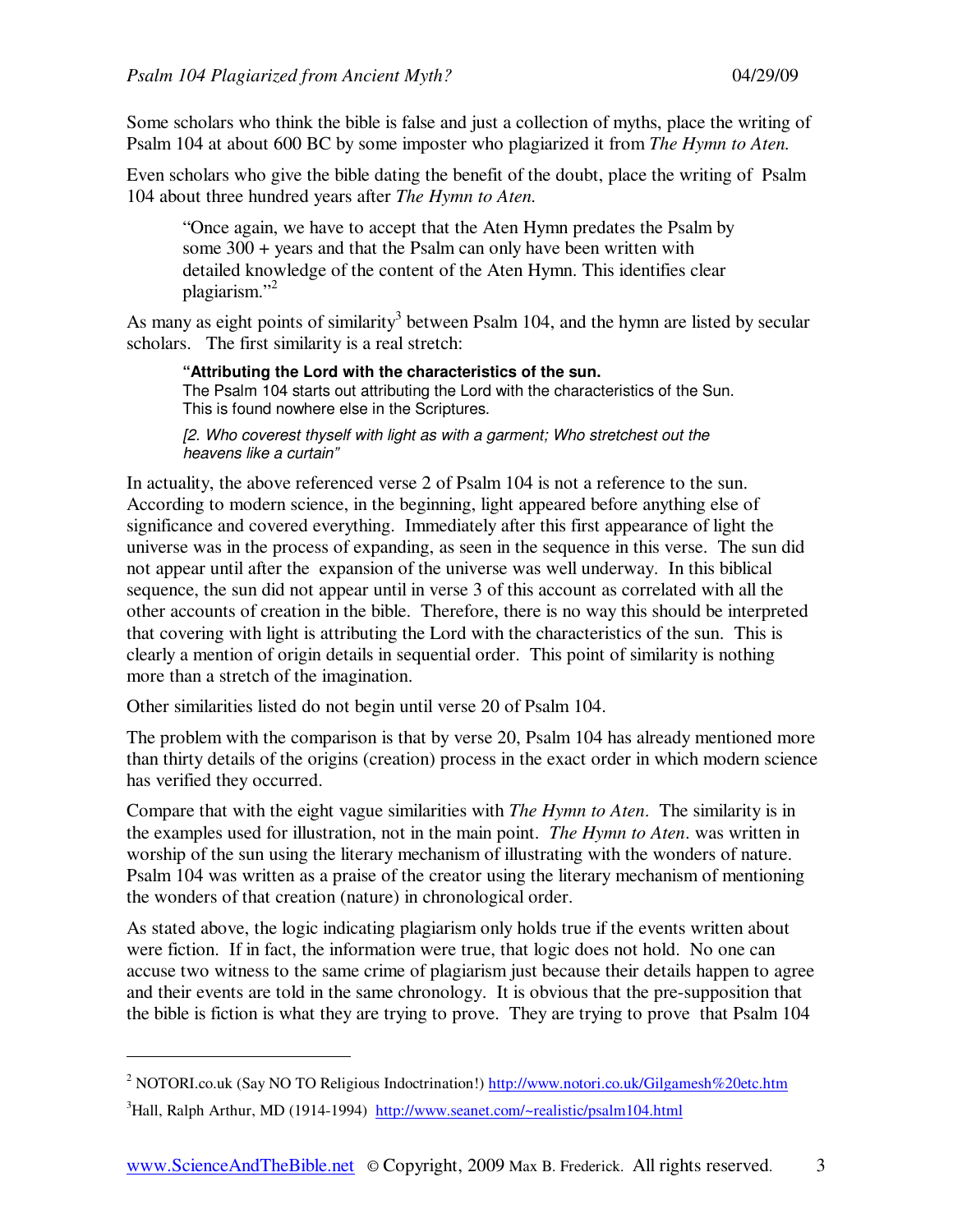Some scholars who think the bible is false and just a collection of myths, place the writing of Psalm 104 at about 600 BC by some imposter who plagiarized it from *The Hymn to Aten.*

Even scholars who give the bible dating the benefit of the doubt, place the writing of Psalm 104 about three hundred years after *The Hymn to Aten.*

> "Once again, we have to accept that the Aten Hymn predates the Psalm by some 300 + years and that the Psalm can only have been written with detailed knowledge of the content of the Aten Hymn. This identifies clear plagiarism."[2]

As many as eight points of similarity[3] between Psalm 104, and the hymn are listed by secular scholars. The first similarity is a real stretch:

> **"Attributing the Lord with the characteristics of the sun.**
> The Psalm 104 starts out attributing the Lord with the characteristics of the Sun. This is found nowhere else in the Scriptures.
>
> *[2. Who coverest thyself with light as with a garment; Who stretchest out the heavens like a curtain"*

In actuality, the above referenced verse 2 of Psalm 104 is not a reference to the sun. According to modern science, in the beginning, light appeared before anything else of significance and covered everything. Immediately after this first appearance of light the universe was in the process of expanding, as seen in the sequence in this verse. The sun did not appear until after the expansion of the universe was well underway. In this biblical sequence, the sun did not appear until in verse 3 of this account as correlated with all the other accounts of creation in the bible. Therefore, there is no way this should be interpreted that covering with light is attributing the Lord with the characteristics of the sun. This is clearly a mention of origin details in sequential order. This point of similarity is nothing more than a stretch of the imagination.

Other similarities listed do not begin until verse 20 of Psalm 104.

The problem with the comparison is that by verse 20, Psalm 104 has already mentioned more than thirty details of the origins (creation) process in the exact order in which modern science has verified they occurred.

Compare that with the eight vague similarities with *The Hymn to Aten*. The similarity is in the examples used for illustration, not in the main point. *The Hymn to Aten*. was written in worship of the sun using the literary mechanism of illustrating with the wonders of nature. Psalm 104 was written as a praise of the creator using the literary mechanism of mentioning the wonders of that creation (nature) in chronological order.

As stated above, the logic indicating plagiarism only holds true if the events written about were fiction. If in fact, the information were true, that logic does not hold. No one can accuse two witness to the same crime of plagiarism just because their details happen to agree and their events are told in the same chronology. It is obvious that the pre-supposition that the bible is fiction is what they are trying to prove. They are trying to prove that Psalm 104

---

[2] NOTORI.co.uk (Say NO TO Religious Indoctrination!) http://www.notori.co.uk/Gilgamesh%20etc.htm

[3] Hall, Ralph Arthur, MD (1914-1994) http://www.seanet.com/~realistic/psalm104.html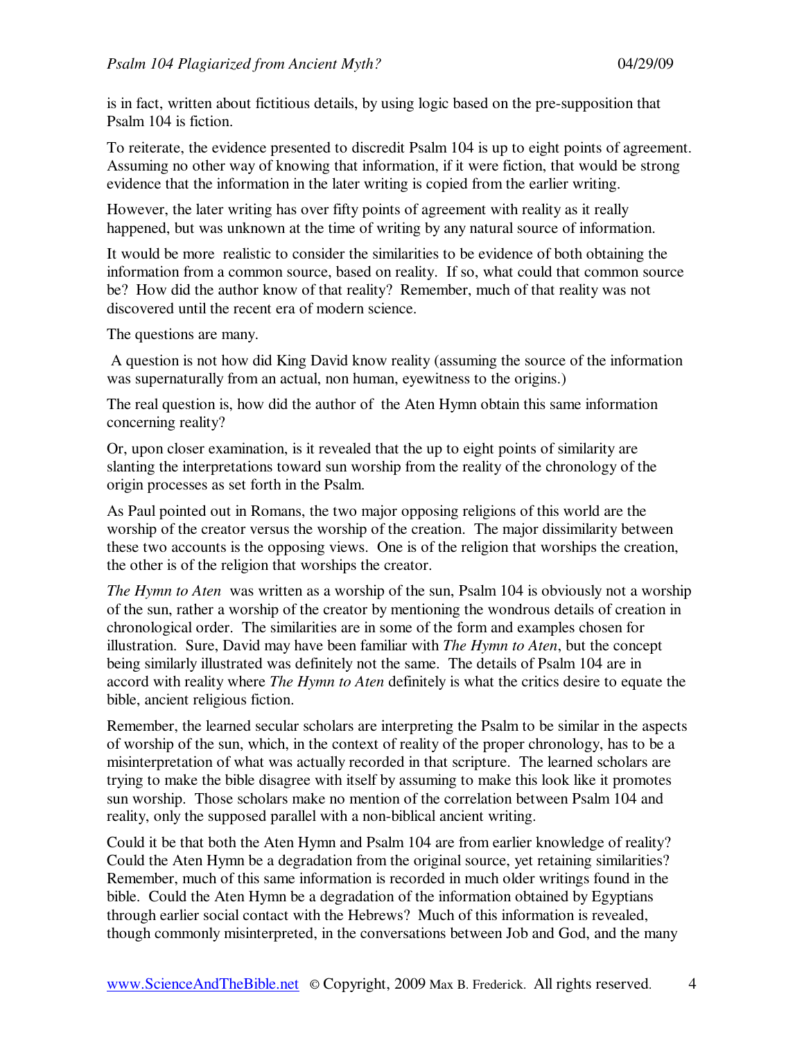is in fact, written about fictitious details, by using logic based on the pre-supposition that Psalm 104 is fiction.

To reiterate, the evidence presented to discredit Psalm 104 is up to eight points of agreement. Assuming no other way of knowing that information, if it were fiction, that would be strong evidence that the information in the later writing is copied from the earlier writing.

However, the later writing has over fifty points of agreement with reality as it really happened, but was unknown at the time of writing by any natural source of information.

It would be more realistic to consider the similarities to be evidence of both obtaining the information from a common source, based on reality. If so, what could that common source be? How did the author know of that reality? Remember, much of that reality was not discovered until the recent era of modern science.

The questions are many.

A question is not how did King David know reality (assuming the source of the information was supernaturally from an actual, non human, eyewitness to the origins.)

The real question is, how did the author of the Aten Hymn obtain this same information concerning reality?

Or, upon closer examination, is it revealed that the up to eight points of similarity are slanting the interpretations toward sun worship from the reality of the chronology of the origin processes as set forth in the Psalm.

As Paul pointed out in Romans, the two major opposing religions of this world are the worship of the creator versus the worship of the creation. The major dissimilarity between these two accounts is the opposing views. One is of the religion that worships the creation, the other is of the religion that worships the creator.

*The Hymn to Aten* was written as a worship of the sun, Psalm 104 is obviously not a worship of the sun, rather a worship of the creator by mentioning the wondrous details of creation in chronological order. The similarities are in some of the form and examples chosen for illustration. Sure, David may have been familiar with *The Hymn to Aten*, but the concept being similarly illustrated was definitely not the same. The details of Psalm 104 are in accord with reality where *The Hymn to Aten* definitely is what the critics desire to equate the bible, ancient religious fiction.

Remember, the learned secular scholars are interpreting the Psalm to be similar in the aspects of worship of the sun, which, in the context of reality of the proper chronology, has to be a misinterpretation of what was actually recorded in that scripture. The learned scholars are trying to make the bible disagree with itself by assuming to make this look like it promotes sun worship. Those scholars make no mention of the correlation between Psalm 104 and reality, only the supposed parallel with a non-biblical ancient writing.

Could it be that both the Aten Hymn and Psalm 104 are from earlier knowledge of reality? Could the Aten Hymn be a degradation from the original source, yet retaining similarities? Remember, much of this same information is recorded in much older writings found in the bible. Could the Aten Hymn be a degradation of the information obtained by Egyptians through earlier social contact with the Hebrews? Much of this information is revealed, though commonly misinterpreted, in the conversations between Job and God, and the many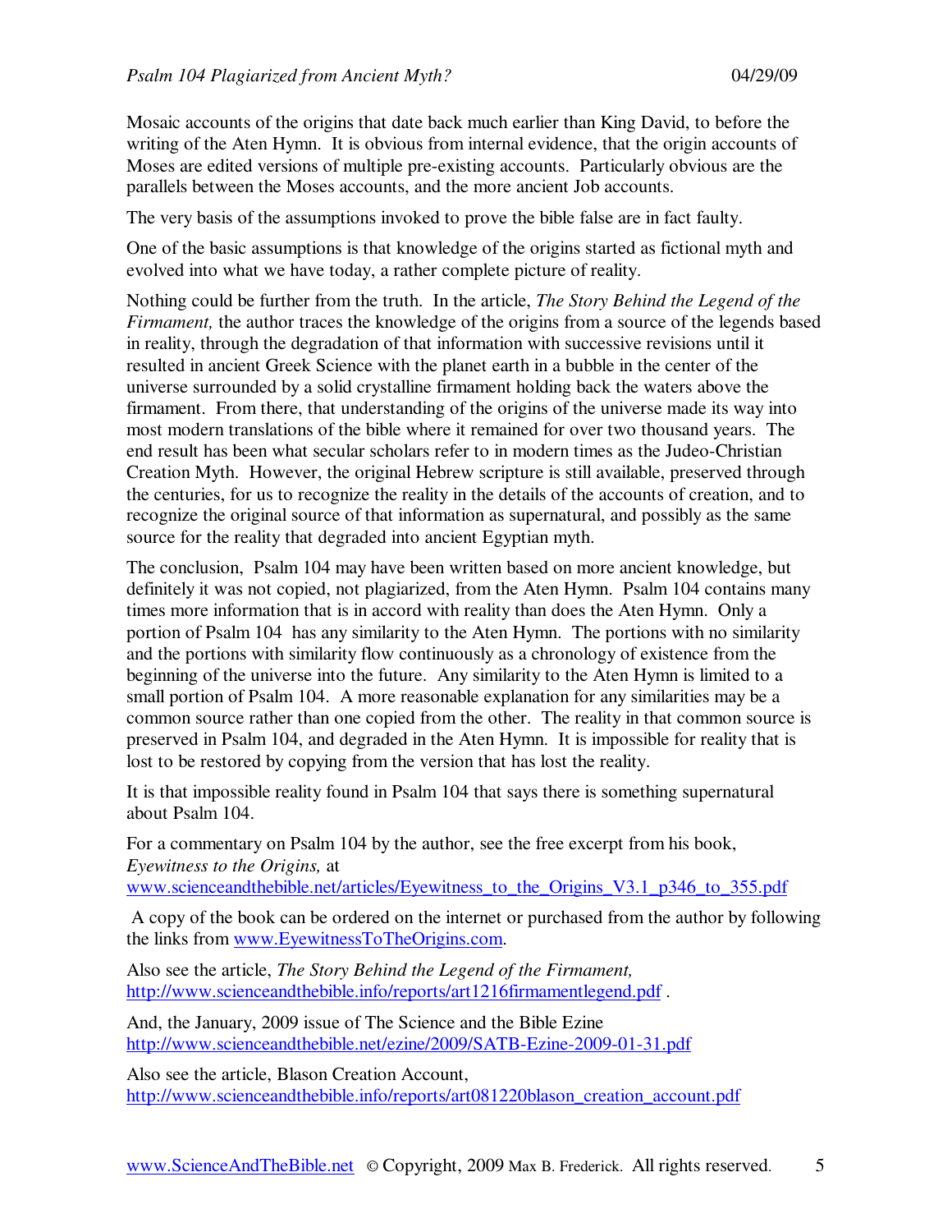Mosaic accounts of the origins that date back much earlier than King David, to before the writing of the Aten Hymn. It is obvious from internal evidence, that the origin accounts of Moses are edited versions of multiple pre-existing accounts. Particularly obvious are the parallels between the Moses accounts, and the more ancient Job accounts.

The very basis of the assumptions invoked to prove the bible false are in fact faulty.

One of the basic assumptions is that knowledge of the origins started as fictional myth and evolved into what we have today, a rather complete picture of reality.

Nothing could be further from the truth. In the article, *The Story Behind the Legend of the Firmament,* the author traces the knowledge of the origins from a source of the legends based in reality, through the degradation of that information with successive revisions until it resulted in ancient Greek Science with the planet earth in a bubble in the center of the universe surrounded by a solid crystalline firmament holding back the waters above the firmament. From there, that understanding of the origins of the universe made its way into most modern translations of the bible where it remained for over two thousand years. The end result has been what secular scholars refer to in modern times as the Judeo-Christian Creation Myth. However, the original Hebrew scripture is still available, preserved through the centuries, for us to recognize the reality in the details of the accounts of creation, and to recognize the original source of that information as supernatural, and possibly as the same source for the reality that degraded into ancient Egyptian myth.

The conclusion, Psalm 104 may have been written based on more ancient knowledge, but definitely it was not copied, not plagiarized, from the Aten Hymn. Psalm 104 contains many times more information that is in accord with reality than does the Aten Hymn. Only a portion of Psalm 104 has any similarity to the Aten Hymn. The portions with no similarity and the portions with similarity flow continuously as a chronology of existence from the beginning of the universe into the future. Any similarity to the Aten Hymn is limited to a small portion of Psalm 104. A more reasonable explanation for any similarities may be a common source rather than one copied from the other. The reality in that common source is preserved in Psalm 104, and degraded in the Aten Hymn. It is impossible for reality that is lost to be restored by copying from the version that has lost the reality.

It is that impossible reality found in Psalm 104 that says there is something supernatural about Psalm 104.

For a commentary on Psalm 104 by the author, see the free excerpt from his book, *Eyewitness to the Origins,* at www.scienceandthebible.net/articles/Eyewitness_to_the_Origins_V3.1_p346_to_355.pdf

A copy of the book can be ordered on the internet or purchased from the author by following the links from www.EyewitnessToTheOrigins.com.

Also see the article, *The Story Behind the Legend of the Firmament,* http://www.scienceandthebible.info/reports/art1216firmamentlegend.pdf .

And, the January, 2009 issue of The Science and the Bible Ezine http://www.scienceandthebible.net/ezine/2009/SATB-Ezine-2009-01-31.pdf

Also see the article, Blason Creation Account, http://www.scienceandthebible.info/reports/art081220blason_creation_account.pdf

www.ScienceAndTheBible.net © Copyright, 2009 Max B. Frederick. All rights reserved.